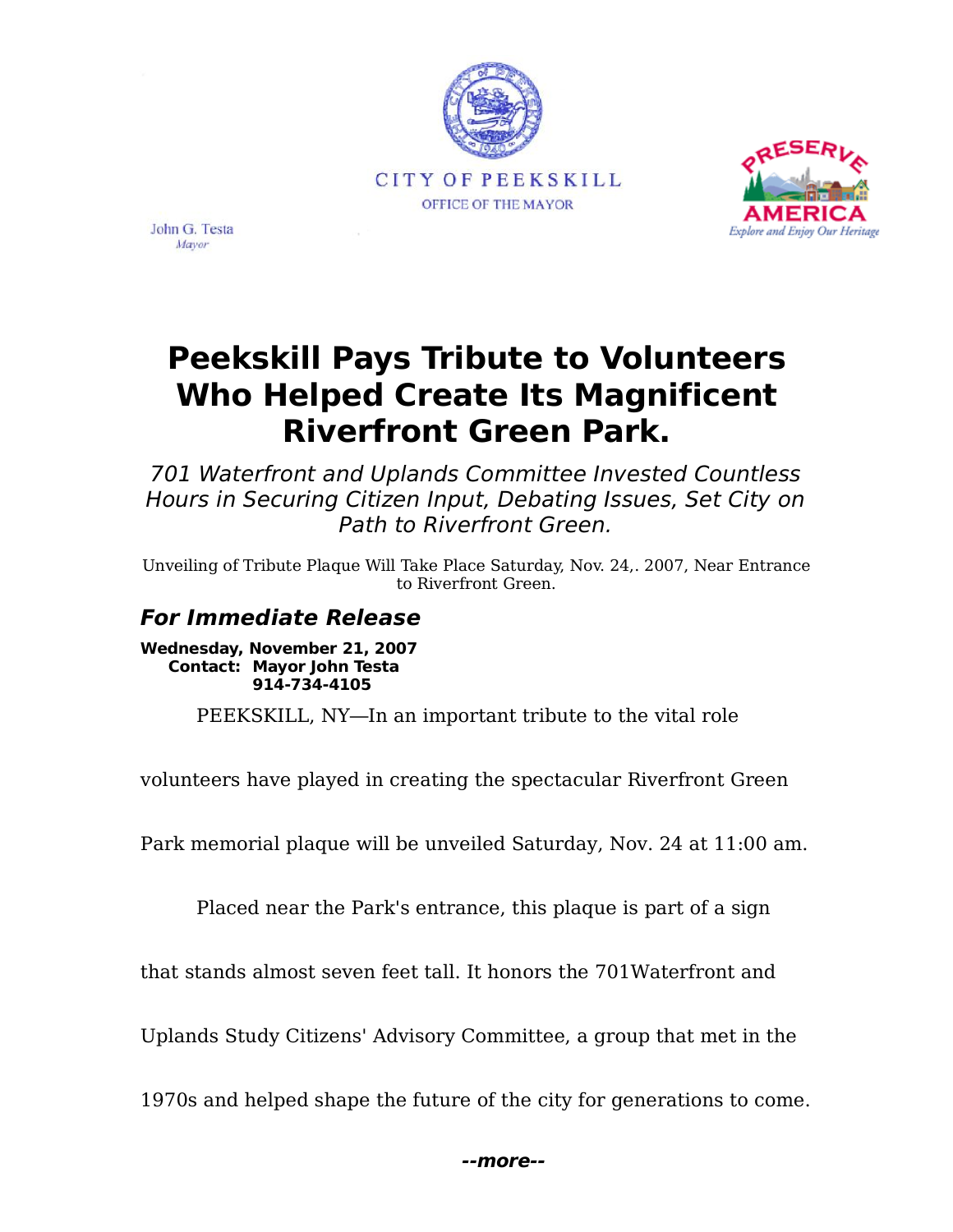CITY OF PEEKSKILL

OFFICE OF THE MAYOR

John G. Testa
*Mayor*

PRESERVE AMERICA
*Explore and Enjoy Our Heritage*

# Peekskill Pays Tribute to Volunteers Who Helped Create Its Magnificent Riverfront Green Park.

*701 Waterfront and Uplands Committee Invested Countless Hours in Securing Citizen Input, Debating Issues, Set City on Path to Riverfront Green.*

Unveiling of Tribute Plaque Will Take Place Saturday, Nov. 24,. 2007, Near Entrance to Riverfront Green.

## *For Immediate Release*

**Wednesday, November 21, 2007**
**Contact: Mayor John Testa**
**914-734-4105**

PEEKSKILL, NY—In an important tribute to the vital role volunteers have played in creating the spectacular Riverfront Green Park memorial plaque will be unveiled Saturday, Nov. 24 at 11:00 am.

Placed near the Park's entrance, this plaque is part of a sign that stands almost seven feet tall. It honors the 701Waterfront and Uplands Study Citizens' Advisory Committee, a group that met in the 1970s and helped shape the future of the city for generations to come.

***--more--***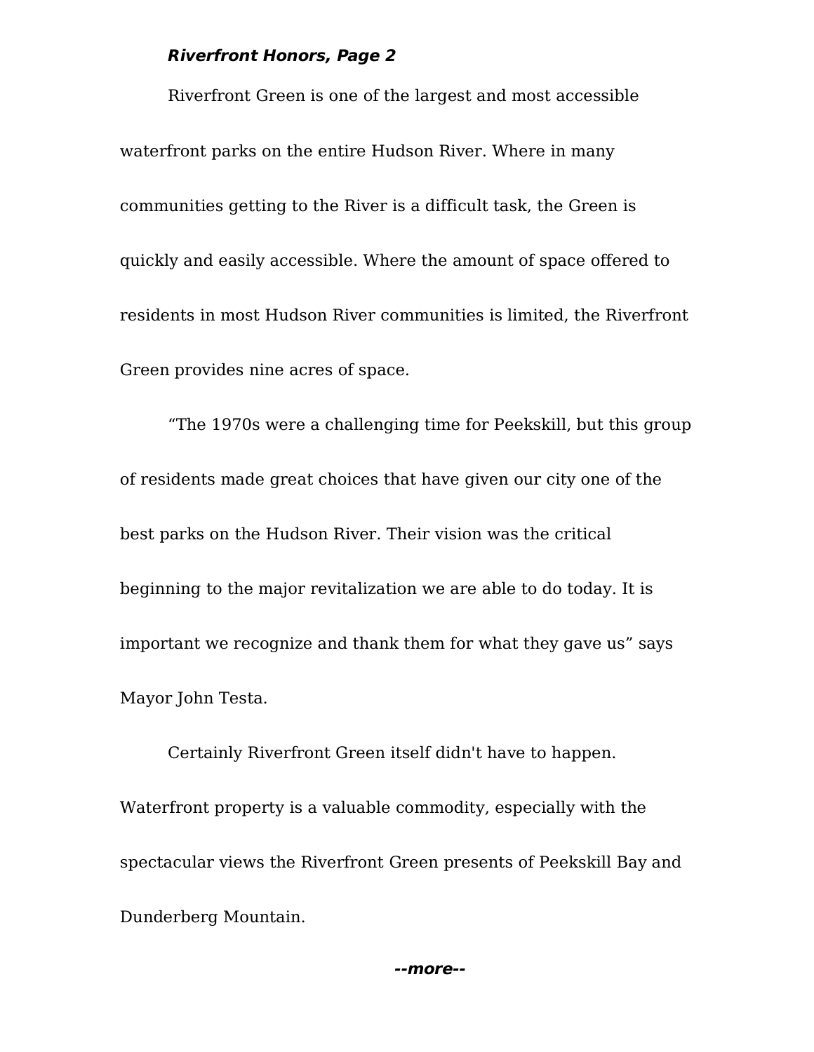Riverfront Green is one of the largest and most accessible waterfront parks on the entire Hudson River. Where in many communities getting to the River is a difficult task, the Green is quickly and easily accessible. Where the amount of space offered to residents in most Hudson River communities is limited, the Riverfront Green provides nine acres of space.

"The 1970s were a challenging time for Peekskill, but this group of residents made great choices that have given our city one of the best parks on the Hudson River. Their vision was the critical beginning to the major revitalization we are able to do today. It is important we recognize and thank them for what they gave us" says Mayor John Testa.

Certainly Riverfront Green itself didn't have to happen. Waterfront property is a valuable commodity, especially with the spectacular views the Riverfront Green presents of Peekskill Bay and Dunderberg Mountain.

***--more--***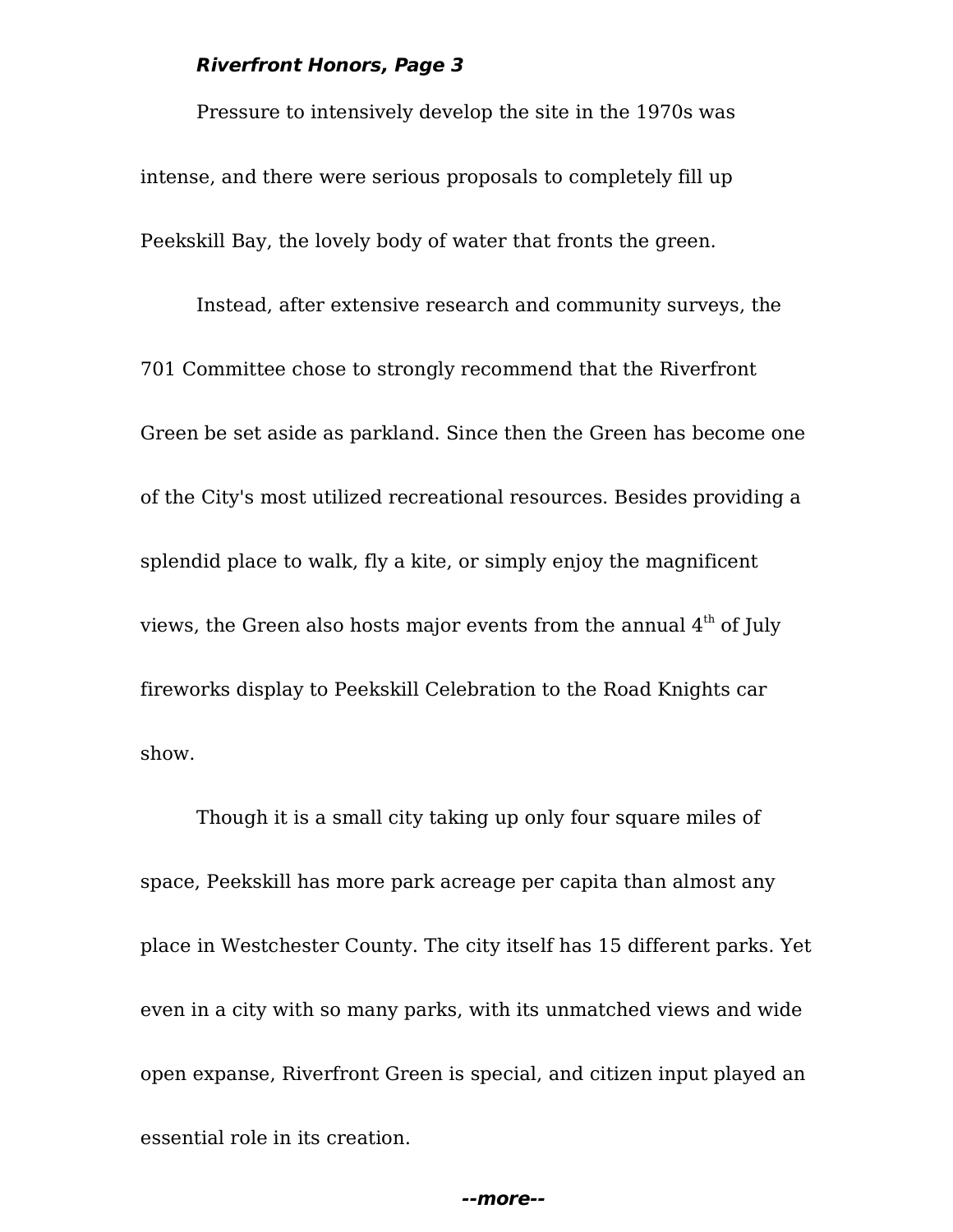Pressure to intensively develop the site in the 1970s was intense, and there were serious proposals to completely fill up Peekskill Bay, the lovely body of water that fronts the green.

Instead, after extensive research and community surveys, the 701 Committee chose to strongly recommend that the Riverfront Green be set aside as parkland. Since then the Green has become one of the City's most utilized recreational resources. Besides providing a splendid place to walk, fly a kite, or simply enjoy the magnificent views, the Green also hosts major events from the annual 4th of July fireworks display to Peekskill Celebration to the Road Knights car show.

Though it is a small city taking up only four square miles of space, Peekskill has more park acreage per capita than almost any place in Westchester County. The city itself has 15 different parks. Yet even in a city with so many parks, with its unmatched views and wide open expanse, Riverfront Green is special, and citizen input played an essential role in its creation.

***--more--***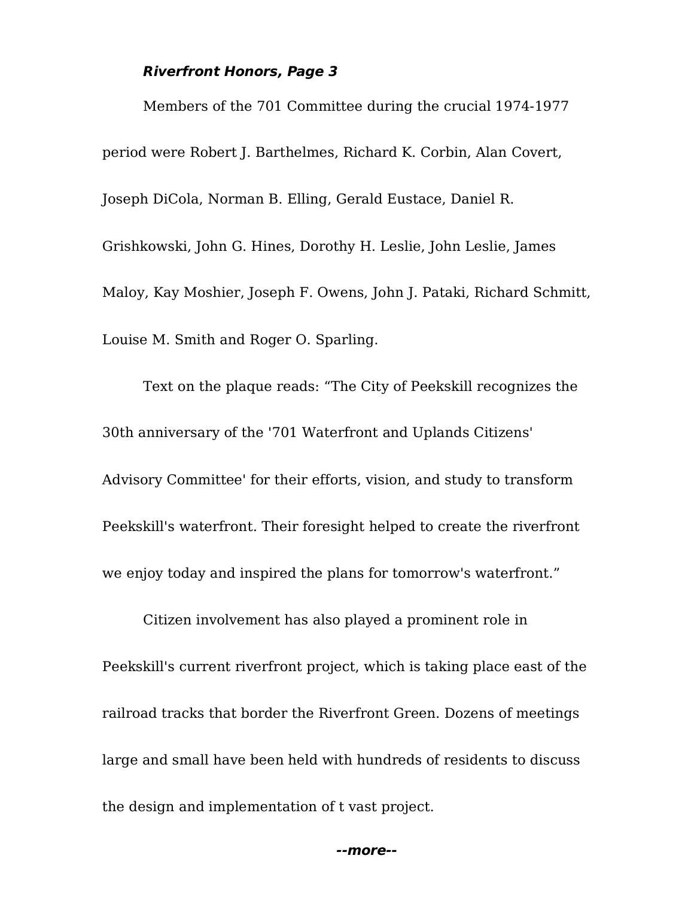Members of the 701 Committee during the crucial 1974-1977 period were Robert J. Barthelmes, Richard K. Corbin, Alan Covert, Joseph DiCola, Norman B. Elling, Gerald Eustace, Daniel R. Grishkowski, John G. Hines, Dorothy H. Leslie, John Leslie, James Maloy, Kay Moshier, Joseph F. Owens, John J. Pataki, Richard Schmitt, Louise M. Smith and Roger O. Sparling.

Text on the plaque reads: “The City of Peekskill recognizes the 30th anniversary of the '701 Waterfront and Uplands Citizens' Advisory Committee' for their efforts, vision, and study to transform Peekskill's waterfront. Their foresight helped to create the riverfront we enjoy today and inspired the plans for tomorrow's waterfront.”

Citizen involvement has also played a prominent role in Peekskill's current riverfront project, which is taking place east of the railroad tracks that border the Riverfront Green. Dozens of meetings large and small have been held with hundreds of residents to discuss the design and implementation of t vast project.

***--more--***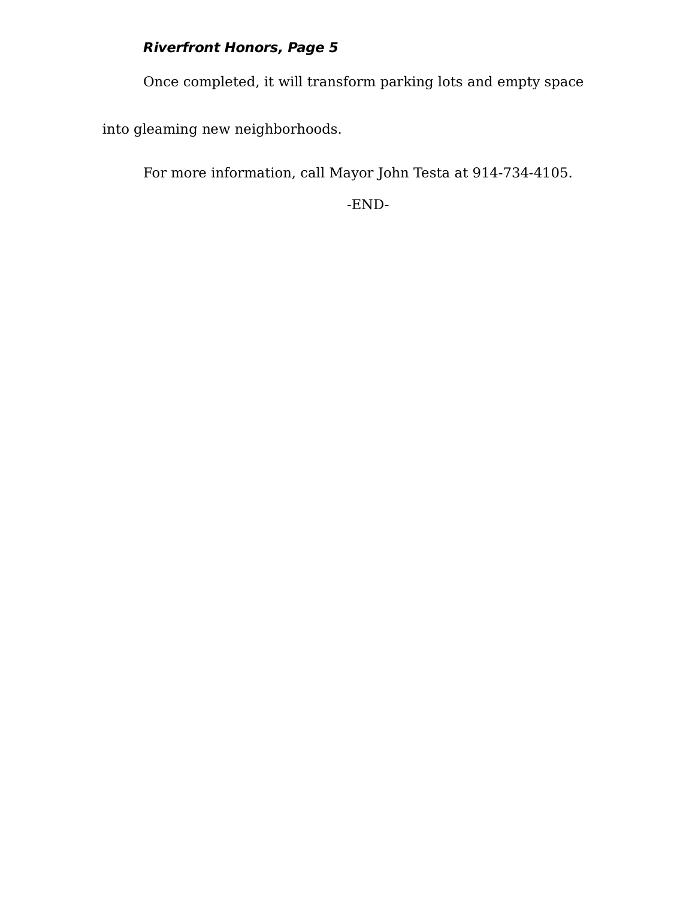Once completed, it will transform parking lots and empty space into gleaming new neighborhoods.

For more information, call Mayor John Testa at 914-734-4105.

-END-